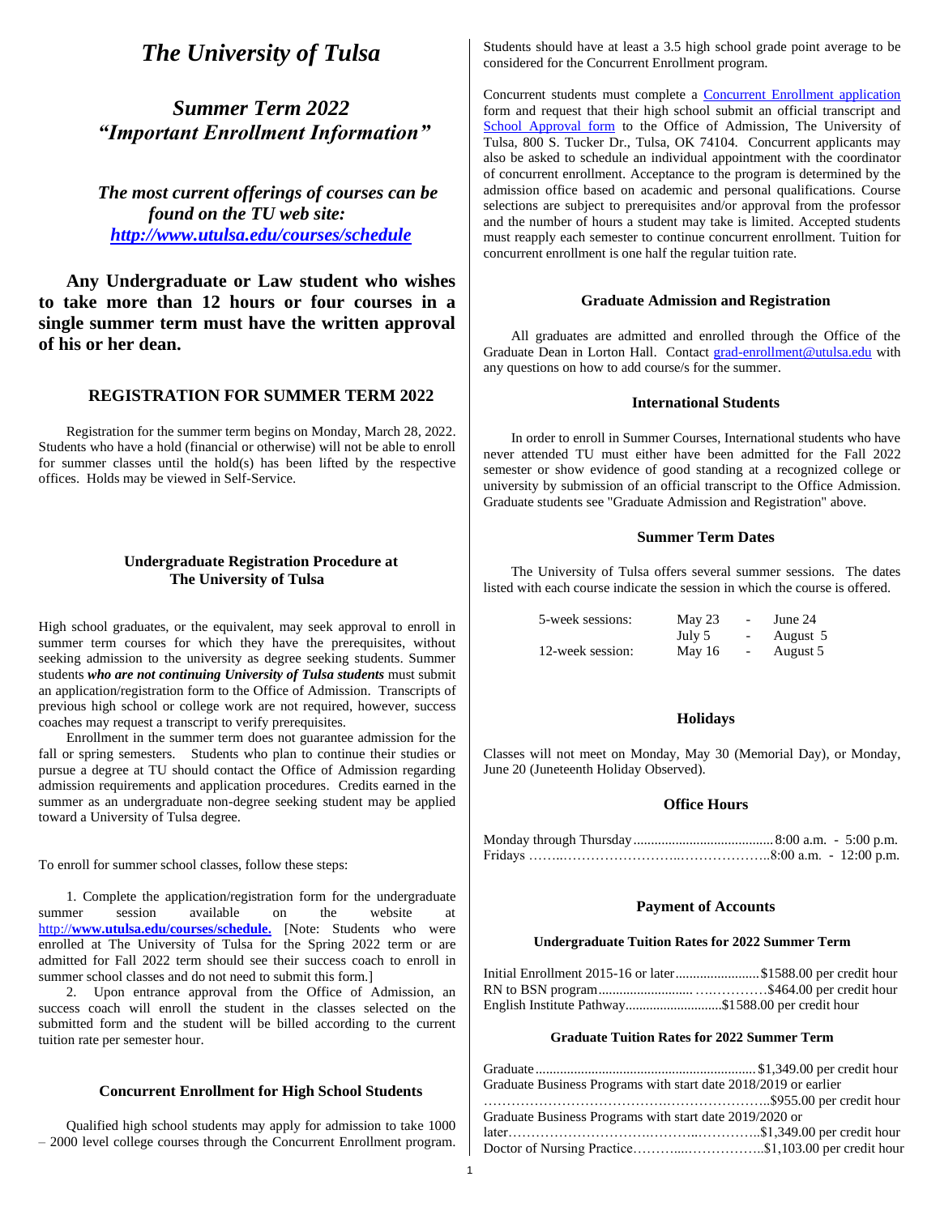# *The University of Tulsa*

## *Summer Term 2022*
## *"Important Enrollment Information"*

***The most current offerings of courses can be found on the TU web site: [http://www.utulsa.edu/courses/schedule](http://www.utulsa.edu/courses/schedule)***

**Any Undergraduate or Law student who wishes to take more than 12 hours or four courses in a single summer term must have the written approval of his or her dean.**

### REGISTRATION FOR SUMMER TERM 2022

Registration for the summer term begins on Monday, March 28, 2022. Students who have a hold (financial or otherwise) will not be able to enroll for summer classes until the hold(s) has been lifted by the respective offices. Holds may be viewed in Self-Service.

### Undergraduate Registration Procedure at The University of Tulsa

High school graduates, or the equivalent, may seek approval to enroll in summer term courses for which they have the prerequisites, without seeking admission to the university as degree seeking students. Summer students ***who are not continuing University of Tulsa students*** must submit an application/registration form to the Office of Admission. Transcripts of previous high school or college work are not required, however, success coaches may request a transcript to verify prerequisites.

Enrollment in the summer term does not guarantee admission for the fall or spring semesters. Students who plan to continue their studies or pursue a degree at TU should contact the Office of Admission regarding admission requirements and application procedures. Credits earned in the summer as an undergraduate non-degree seeking student may be applied toward a University of Tulsa degree.

To enroll for summer school classes, follow these steps:

1. Complete the application/registration form for the undergraduate summer session available on the website at http://**www.utulsa.edu/courses/schedule.** [Note: Students who were enrolled at The University of Tulsa for the Spring 2022 term or are admitted for Fall 2022 term should see their success coach to enroll in summer school classes and do not need to submit this form.]
2. Upon entrance approval from the Office of Admission, an success coach will enroll the student in the classes selected on the submitted form and the student will be billed according to the current tuition rate per semester hour.

### Concurrent Enrollment for High School Students

Qualified high school students may apply for admission to take 1000 – 2000 level college courses through the Concurrent Enrollment program. Students should have at least a 3.5 high school grade point average to be considered for the Concurrent Enrollment program.

Concurrent students must complete a Concurrent Enrollment application form and request that their high school submit an official transcript and School Approval form to the Office of Admission, The University of Tulsa, 800 S. Tucker Dr., Tulsa, OK 74104. Concurrent applicants may also be asked to schedule an individual appointment with the coordinator of concurrent enrollment. Acceptance to the program is determined by the admission office based on academic and personal qualifications. Course selections are subject to prerequisites and/or approval from the professor and the number of hours a student may take is limited. Accepted students must reapply each semester to continue concurrent enrollment. Tuition for concurrent enrollment is one half the regular tuition rate.

### Graduate Admission and Registration

All graduates are admitted and enrolled through the Office of the Graduate Dean in Lorton Hall. Contact grad-enrollment@utulsa.edu with any questions on how to add course/s for the summer.

### International Students

In order to enroll in Summer Courses, International students who have never attended TU must either have been admitted for the Fall 2022 semester or show evidence of good standing at a recognized college or university by submission of an official transcript to the Office Admission. Graduate students see "Graduate Admission and Registration" above.

### Summer Term Dates

The University of Tulsa offers several summer sessions. The dates listed with each course indicate the session in which the course is offered.

| | | | |
|---|---|---|---|
| 5-week sessions: | May 23 | - | June 24 |
| | July 5 | - | August 5 |
| 12-week session: | May 16 | - | August 5 |

### Holidays

Classes will not meet on Monday, May 30 (Memorial Day), or Monday, June 20 (Juneteenth Holiday Observed).

### Office Hours

Monday through Thursday........................................ 8:00 a.m. - 5:00 p.m.
Fridays ……..……………………..………………..8:00 a.m. - 12:00 p.m.

### Payment of Accounts

#### Undergraduate Tuition Rates for 2022 Summer Term

Initial Enrollment 2015-16 or later........................$1588.00 per credit hour
RN to BSN program.......................... ……………$464.00 per credit hour
English Institute Pathway............................$1588.00 per credit hour

#### Graduate Tuition Rates for 2022 Summer Term

Graduate.............................................................. $1,349.00 per credit hour
Graduate Business Programs with start date 2018/2019 or earlier
……………………………….…………………..$955.00 per credit hour
Graduate Business Programs with start date 2019/2020 or later……………………….……..……..…………..$1,349.00 per credit hour
Doctor of Nursing Practice………...……………..$1,103.00 per credit hour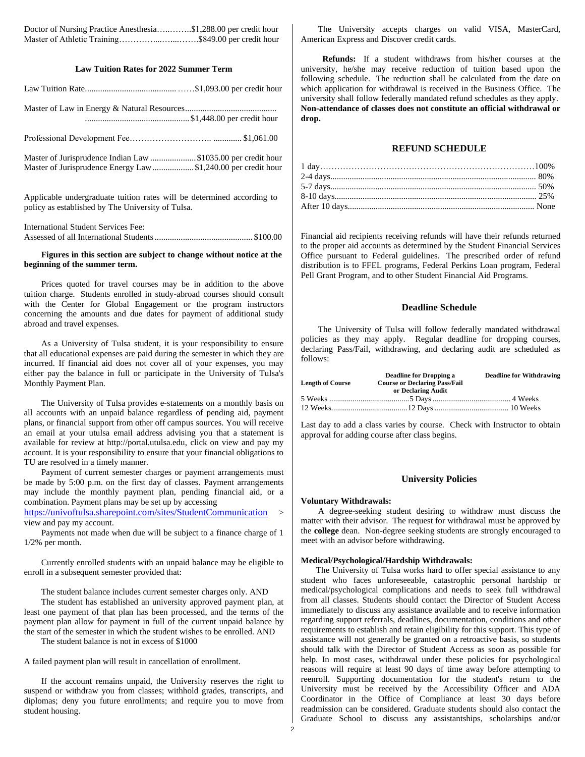Doctor of Nursing Practice Anesthesia…..……..$1,288.00 per credit hour
Master of Athletic Training…………....…...……..$849.00 per credit hour

### Law Tuition Rates for 2022 Summer Term

Law Tuition Rate......................................... ……$1,093.00 per credit hour

Master of Law in Energy & Natural Resources.........................................
................................................$1,448.00 per credit hour

Professional Development Fee……………………….. ............ $1,061.00

Master of Jurisprudence Indian Law .....................$1035.00 per credit hour
Master of Jurisprudence Energy Law...................$1,240.00 per credit hour

Applicable undergraduate tuition rates will be determined according to policy as established by The University of Tulsa.

International Student Services Fee:
Assessed of all International Students............................................$100.00

**Figures in this section are subject to change without notice at the beginning of the summer term.**

Prices quoted for travel courses may be in addition to the above tuition charge. Students enrolled in study-abroad courses should consult with the Center for Global Engagement or the program instructors concerning the amounts and due dates for payment of additional study abroad and travel expenses.

As a University of Tulsa student, it is your responsibility to ensure that all educational expenses are paid during the semester in which they are incurred. If financial aid does not cover all of your expenses, you may either pay the balance in full or participate in the University of Tulsa's Monthly Payment Plan.

The University of Tulsa provides e-statements on a monthly basis on all accounts with an unpaid balance regardless of pending aid, payment plans, or financial support from other off campus sources. You will receive an email at your utulsa email address advising you that a statement is available for review at http://portal.utulsa.edu, click on view and pay my account. It is your responsibility to ensure that your financial obligations to TU are resolved in a timely manner.

Payment of current semester charges or payment arrangements must be made by 5:00 p.m. on the first day of classes. Payment arrangements may include the monthly payment plan, pending financial aid, or a combination. Payment plans may be set up by accessing https://univoftulsa.sharepoint.com/sites/StudentCommunication > view and pay my account.

Payments not made when due will be subject to a finance charge of 1 1/2% per month.

Currently enrolled students with an unpaid balance may be eligible to enroll in a subsequent semester provided that:

The student balance includes current semester charges only. AND

The student has established an university approved payment plan, at least one payment of that plan has been processed, and the terms of the payment plan allow for payment in full of the current unpaid balance by the start of the semester in which the student wishes to be enrolled. AND

The student balance is not in excess of $1000

A failed payment plan will result in cancellation of enrollment.

If the account remains unpaid, the University reserves the right to suspend or withdraw you from classes; withhold grades, transcripts, and diplomas; deny you future enrollments; and require you to move from student housing.

The University accepts charges on valid VISA, MasterCard, American Express and Discover credit cards.

**Refunds:** If a student withdraws from his/her courses at the university, he/she may receive reduction of tuition based upon the following schedule. The reduction shall be calculated from the date on which application for withdrawal is received in the Business Office. The university shall follow federally mandated refund schedules as they apply. **Non-attendance of classes does not constitute an official withdrawal or drop.**

### REFUND SCHEDULE

| | |
|---|---|
| 1 day | 100% |
| 2-4 days | 80% |
| 5-7 days | 50% |
| 8-10 days | 25% |
| After 10 days | None |

Financial aid recipients receiving refunds will have their refunds returned to the proper aid accounts as determined by the Student Financial Services Office pursuant to Federal guidelines. The prescribed order of refund distribution is to FFEL programs, Federal Perkins Loan program, Federal Pell Grant Program, and to other Student Financial Aid Programs.

### Deadline Schedule

The University of Tulsa will follow federally mandated withdrawal policies as they may apply. Regular deadline for dropping courses, declaring Pass/Fail, withdrawing, and declaring audit are scheduled as follows:

| Length of Course | Deadline for Dropping a Course or Declaring Pass/Fail or Declaring Audit | Deadline for Withdrawing |
|---|---|---|
| 5 Weeks | 5 Days | 4 Weeks |
| 12 Weeks | 12 Days | 10 Weeks |

Last day to add a class varies by course. Check with Instructor to obtain approval for adding course after class begins.

### University Policies

**Voluntary Withdrawals:**

A degree-seeking student desiring to withdraw must discuss the matter with their advisor. The request for withdrawal must be approved by the **college** dean. Non-degree seeking students are strongly encouraged to meet with an advisor before withdrawing.

**Medical/Psychological/Hardship Withdrawals:**

The University of Tulsa works hard to offer special assistance to any student who faces unforeseeable, catastrophic personal hardship or medical/psychological complications and needs to seek full withdrawal from all classes. Students should contact the Director of Student Access immediately to discuss any assistance available and to receive information regarding support referrals, deadlines, documentation, conditions and other requirements to establish and retain eligibility for this support. This type of assistance will not generally be granted on a retroactive basis, so students should talk with the Director of Student Access as soon as possible for help. In most cases, withdrawal under these policies for psychological reasons will require at least 90 days of time away before attempting to reenroll. Supporting documentation for the student's return to the University must be received by the Accessibility Officer and ADA Coordinator in the Office of Compliance at least 30 days before readmission can be considered. Graduate students should also contact the Graduate School to discuss any assistantships, scholarships and/or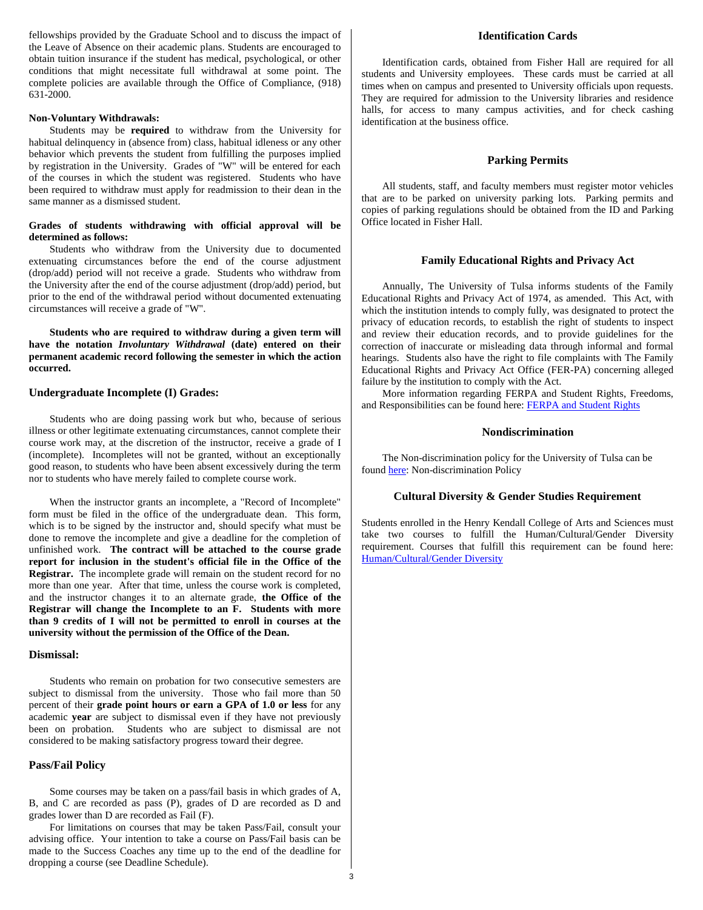fellowships provided by the Graduate School and to discuss the impact of the Leave of Absence on their academic plans. Students are encouraged to obtain tuition insurance if the student has medical, psychological, or other conditions that might necessitate full withdrawal at some point. The complete policies are available through the Office of Compliance, (918) 631-2000.

**Non-Voluntary Withdrawals:**

Students may be **required** to withdraw from the University for habitual delinquency in (absence from) class, habitual idleness or any other behavior which prevents the student from fulfilling the purposes implied by registration in the University. Grades of "W" will be entered for each of the courses in which the student was registered. Students who have been required to withdraw must apply for readmission to their dean in the same manner as a dismissed student.

**Grades of students withdrawing with official approval will be determined as follows:**

Students who withdraw from the University due to documented extenuating circumstances before the end of the course adjustment (drop/add) period will not receive a grade. Students who withdraw from the University after the end of the course adjustment (drop/add) period, but prior to the end of the withdrawal period without documented extenuating circumstances will receive a grade of "W".

**Students who are required to withdraw during a given term will have the notation *Involuntary Withdrawal* (date) entered on their permanent academic record following the semester in which the action occurred.**

### Undergraduate Incomplete (I) Grades:

Students who are doing passing work but who, because of serious illness or other legitimate extenuating circumstances, cannot complete their course work may, at the discretion of the instructor, receive a grade of I (incomplete). Incompletes will not be granted, without an exceptionally good reason, to students who have been absent excessively during the term nor to students who have merely failed to complete course work.

When the instructor grants an incomplete, a "Record of Incomplete" form must be filed in the office of the undergraduate dean. This form, which is to be signed by the instructor and, should specify what must be done to remove the incomplete and give a deadline for the completion of unfinished work. **The contract will be attached to the course grade report for inclusion in the student's official file in the Office of the Registrar.** The incomplete grade will remain on the student record for no more than one year. After that time, unless the course work is completed, and the instructor changes it to an alternate grade, **the Office of the Registrar will change the Incomplete to an F. Students with more than 9 credits of I will not be permitted to enroll in courses at the university without the permission of the Office of the Dean.**

### Dismissal:

Students who remain on probation for two consecutive semesters are subject to dismissal from the university. Those who fail more than 50 percent of their **grade point hours or earn a GPA of 1.0 or less** for any academic **year** are subject to dismissal even if they have not previously been on probation. Students who are subject to dismissal are not considered to be making satisfactory progress toward their degree.

### Pass/Fail Policy

Some courses may be taken on a pass/fail basis in which grades of A, B, and C are recorded as pass (P), grades of D are recorded as D and grades lower than D are recorded as Fail (F).

For limitations on courses that may be taken Pass/Fail, consult your advising office. Your intention to take a course on Pass/Fail basis can be made to the Success Coaches any time up to the end of the deadline for dropping a course (see Deadline Schedule).

### Identification Cards

Identification cards, obtained from Fisher Hall are required for all students and University employees. These cards must be carried at all times when on campus and presented to University officials upon requests. They are required for admission to the University libraries and residence halls, for access to many campus activities, and for check cashing identification at the business office.

### Parking Permits

All students, staff, and faculty members must register motor vehicles that are to be parked on university parking lots. Parking permits and copies of parking regulations should be obtained from the ID and Parking Office located in Fisher Hall.

### Family Educational Rights and Privacy Act

Annually, The University of Tulsa informs students of the Family Educational Rights and Privacy Act of 1974, as amended. This Act, with which the institution intends to comply fully, was designated to protect the privacy of education records, to establish the right of students to inspect and review their education records, and to provide guidelines for the correction of inaccurate or misleading data through informal and formal hearings. Students also have the right to file complaints with The Family Educational Rights and Privacy Act Office (FER-PA) concerning alleged failure by the institution to comply with the Act.

More information regarding FERPA and Student Rights, Freedoms, and Responsibilities can be found here: FERPA and Student Rights

### Nondiscrimination

The Non-discrimination policy for the University of Tulsa can be found here: Non-discrimination Policy

### Cultural Diversity & Gender Studies Requirement

Students enrolled in the Henry Kendall College of Arts and Sciences must take two courses to fulfill the Human/Cultural/Gender Diversity requirement. Courses that fulfill this requirement can be found here: Human/Cultural/Gender Diversity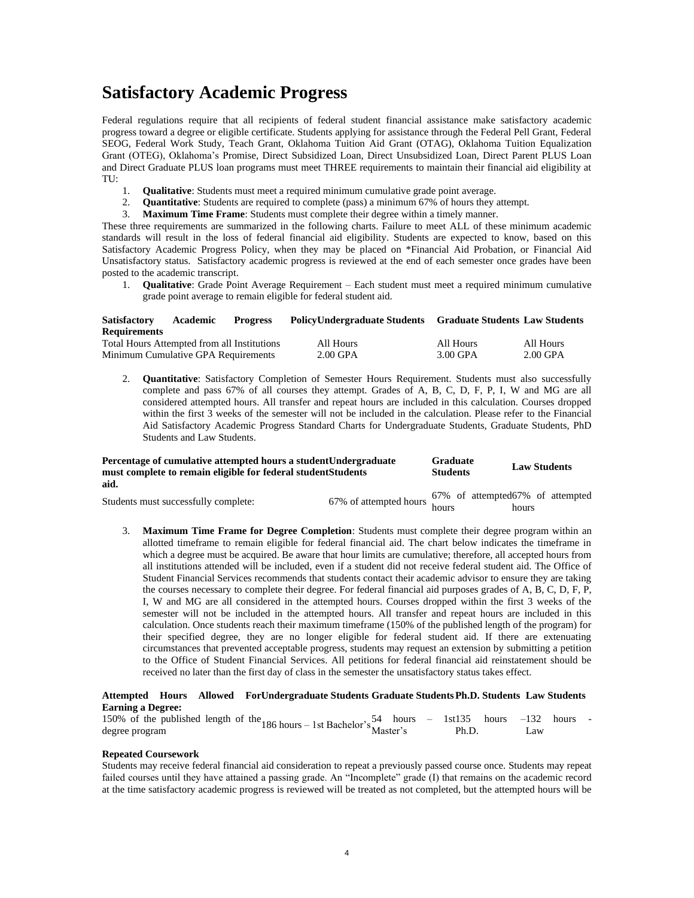# Satisfactory Academic Progress

Federal regulations require that all recipients of federal student financial assistance make satisfactory academic progress toward a degree or eligible certificate. Students applying for assistance through the Federal Pell Grant, Federal SEOG, Federal Work Study, Teach Grant, Oklahoma Tuition Aid Grant (OTAG), Oklahoma Tuition Equalization Grant (OTEG), Oklahoma's Promise, Direct Subsidized Loan, Direct Unsubsidized Loan, Direct Parent PLUS Loan and Direct Graduate PLUS loan programs must meet THREE requirements to maintain their financial aid eligibility at TU:

1. **Qualitative**: Students must meet a required minimum cumulative grade point average.
2. **Quantitative**: Students are required to complete (pass) a minimum 67% of hours they attempt.
3. **Maximum Time Frame**: Students must complete their degree within a timely manner.

These three requirements are summarized in the following charts. Failure to meet ALL of these minimum academic standards will result in the loss of federal financial aid eligibility. Students are expected to know, based on this Satisfactory Academic Progress Policy, when they may be placed on *Financial Aid Probation, or Financial Aid Unsatisfactory status. Satisfactory academic progress is reviewed at the end of each semester once grades have been posted to the academic transcript.

1. **Qualitative**: Grade Point Average Requirement – Each student must meet a required minimum cumulative grade point average to remain eligible for federal student aid.

| Satisfactory Academic Progress Policy Requirements | Undergraduate Students | Graduate Students | Law Students |
|---|---|---|---|
| Total Hours Attempted from all Institutions | All Hours | All Hours | All Hours |
| Minimum Cumulative GPA Requirements | 2.00 GPA | 3.00 GPA | 2.00 GPA |

2. **Quantitative**: Satisfactory Completion of Semester Hours Requirement. Students must also successfully complete and pass 67% of all courses they attempt. Grades of A, B, C, D, F, P, I, W and MG are all considered attempted hours. All transfer and repeat hours are included in this calculation. Courses dropped within the first 3 weeks of the semester will not be included in the calculation. Please refer to the Financial Aid Satisfactory Academic Progress Standard Charts for Undergraduate Students, Graduate Students, PhD Students and Law Students.

| Percentage of cumulative attempted hours a student must complete to remain eligible for federal student aid. | Undergraduate Students | Graduate Students | Law Students |
|---|---|---|---|
| Students must successfully complete: | 67% of attempted hours | 67% of attempted hours | 67% of attempted hours |

3. **Maximum Time Frame for Degree Completion**: Students must complete their degree program within an allotted timeframe to remain eligible for federal financial aid. The chart below indicates the timeframe in which a degree must be acquired. Be aware that hour limits are cumulative; therefore, all accepted hours from all institutions attended will be included, even if a student did not receive federal student aid. The Office of Student Financial Services recommends that students contact their academic advisor to ensure they are taking the courses necessary to complete their degree. For federal financial aid purposes grades of A, B, C, D, F, P, I, W and MG are all considered in the attempted hours. Courses dropped within the first 3 weeks of the semester will not be included in the attempted hours. All transfer and repeat hours are included in this calculation. Once students reach their maximum timeframe (150% of the published length of the program) for their specified degree, they are no longer eligible for federal student aid. If there are extenuating circumstances that prevented acceptable progress, students may request an extension by submitting a petition to the Office of Student Financial Services. All petitions for federal financial aid reinstatement should be received no later than the first day of class in the semester the unsatisfactory status takes effect.

| Attempted Hours Allowed For Earning a Degree: | Undergraduate Students | Graduate Students | Ph.D. Students | Law Students |
|---|---|---|---|---|
| 150% of the published length of the degree program | 186 hours – 1st Bachelor's | 54 hours – 1st Master's | 135 hours – Ph.D. | 132 hours - Law |

**Repeated Coursework**

Students may receive federal financial aid consideration to repeat a previously passed course once. Students may repeat failed courses until they have attained a passing grade. An "Incomplete" grade (I) that remains on the academic record at the time satisfactory academic progress is reviewed will be treated as not completed, but the attempted hours will be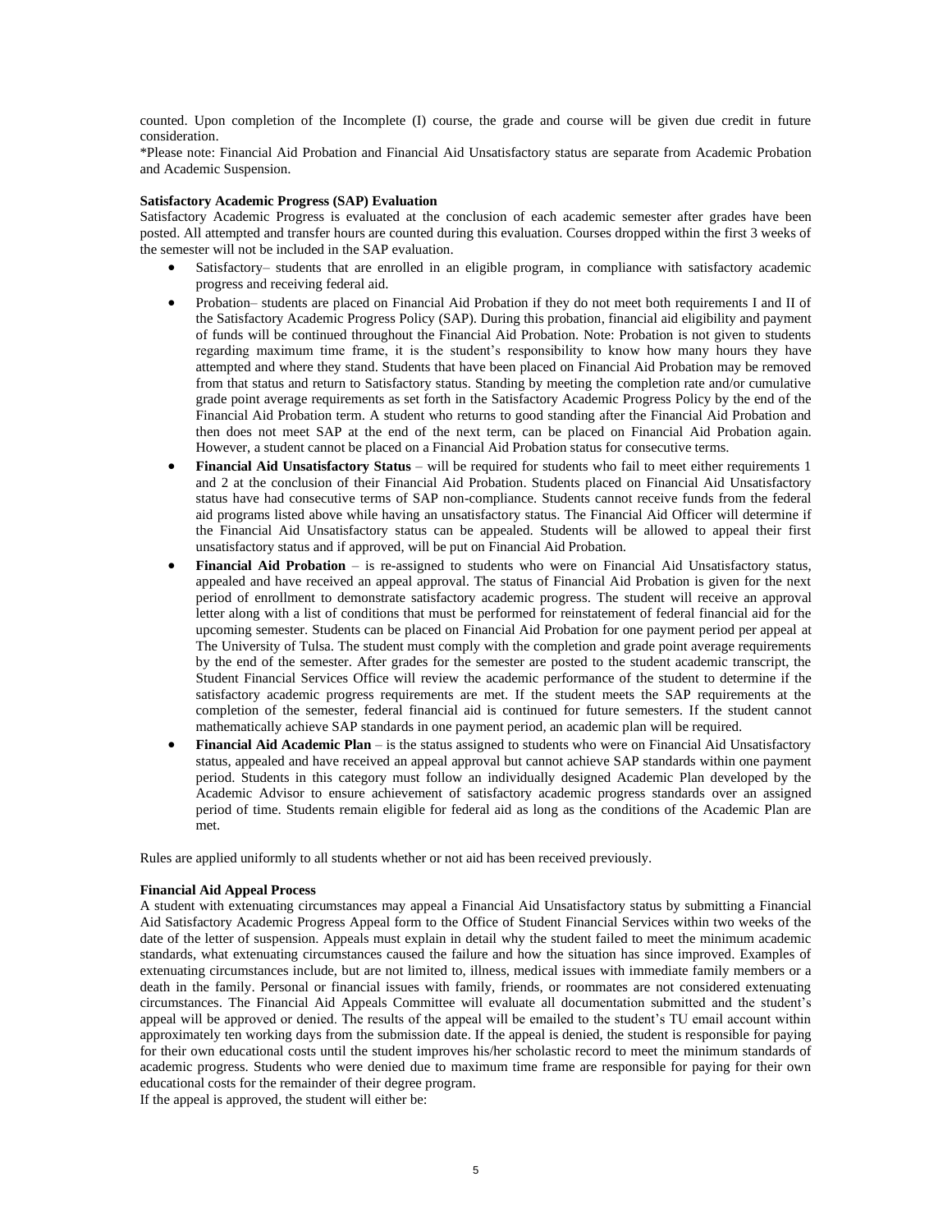counted. Upon completion of the Incomplete (I) course, the grade and course will be given due credit in future consideration.

*Please note: Financial Aid Probation and Financial Aid Unsatisfactory status are separate from Academic Probation and Academic Suspension.

**Satisfactory Academic Progress (SAP) Evaluation**

Satisfactory Academic Progress is evaluated at the conclusion of each academic semester after grades have been posted. All attempted and transfer hours are counted during this evaluation. Courses dropped within the first 3 weeks of the semester will not be included in the SAP evaluation.

- Satisfactory– students that are enrolled in an eligible program, in compliance with satisfactory academic progress and receiving federal aid.
- Probation– students are placed on Financial Aid Probation if they do not meet both requirements I and II of the Satisfactory Academic Progress Policy (SAP). During this probation, financial aid eligibility and payment of funds will be continued throughout the Financial Aid Probation. Note: Probation is not given to students regarding maximum time frame, it is the student's responsibility to know how many hours they have attempted and where they stand. Students that have been placed on Financial Aid Probation may be removed from that status and return to Satisfactory status. Standing by meeting the completion rate and/or cumulative grade point average requirements as set forth in the Satisfactory Academic Progress Policy by the end of the Financial Aid Probation term. A student who returns to good standing after the Financial Aid Probation and then does not meet SAP at the end of the next term, can be placed on Financial Aid Probation again. However, a student cannot be placed on a Financial Aid Probation status for consecutive terms.
- **Financial Aid Unsatisfactory Status** – will be required for students who fail to meet either requirements 1 and 2 at the conclusion of their Financial Aid Probation. Students placed on Financial Aid Unsatisfactory status have had consecutive terms of SAP non-compliance. Students cannot receive funds from the federal aid programs listed above while having an unsatisfactory status. The Financial Aid Officer will determine if the Financial Aid Unsatisfactory status can be appealed. Students will be allowed to appeal their first unsatisfactory status and if approved, will be put on Financial Aid Probation.
- **Financial Aid Probation** – is re-assigned to students who were on Financial Aid Unsatisfactory status, appealed and have received an appeal approval. The status of Financial Aid Probation is given for the next period of enrollment to demonstrate satisfactory academic progress. The student will receive an approval letter along with a list of conditions that must be performed for reinstatement of federal financial aid for the upcoming semester. Students can be placed on Financial Aid Probation for one payment period per appeal at The University of Tulsa. The student must comply with the completion and grade point average requirements by the end of the semester. After grades for the semester are posted to the student academic transcript, the Student Financial Services Office will review the academic performance of the student to determine if the satisfactory academic progress requirements are met. If the student meets the SAP requirements at the completion of the semester, federal financial aid is continued for future semesters. If the student cannot mathematically achieve SAP standards in one payment period, an academic plan will be required.
- **Financial Aid Academic Plan** – is the status assigned to students who were on Financial Aid Unsatisfactory status, appealed and have received an appeal approval but cannot achieve SAP standards within one payment period. Students in this category must follow an individually designed Academic Plan developed by the Academic Advisor to ensure achievement of satisfactory academic progress standards over an assigned period of time. Students remain eligible for federal aid as long as the conditions of the Academic Plan are met.

Rules are applied uniformly to all students whether or not aid has been received previously.

**Financial Aid Appeal Process**

A student with extenuating circumstances may appeal a Financial Aid Unsatisfactory status by submitting a Financial Aid Satisfactory Academic Progress Appeal form to the Office of Student Financial Services within two weeks of the date of the letter of suspension. Appeals must explain in detail why the student failed to meet the minimum academic standards, what extenuating circumstances caused the failure and how the situation has since improved. Examples of extenuating circumstances include, but are not limited to, illness, medical issues with immediate family members or a death in the family. Personal or financial issues with family, friends, or roommates are not considered extenuating circumstances. The Financial Aid Appeals Committee will evaluate all documentation submitted and the student's appeal will be approved or denied. The results of the appeal will be emailed to the student's TU email account within approximately ten working days from the submission date. If the appeal is denied, the student is responsible for paying for their own educational costs until the student improves his/her scholastic record to meet the minimum standards of academic progress. Students who were denied due to maximum time frame are responsible for paying for their own educational costs for the remainder of their degree program.

If the appeal is approved, the student will either be: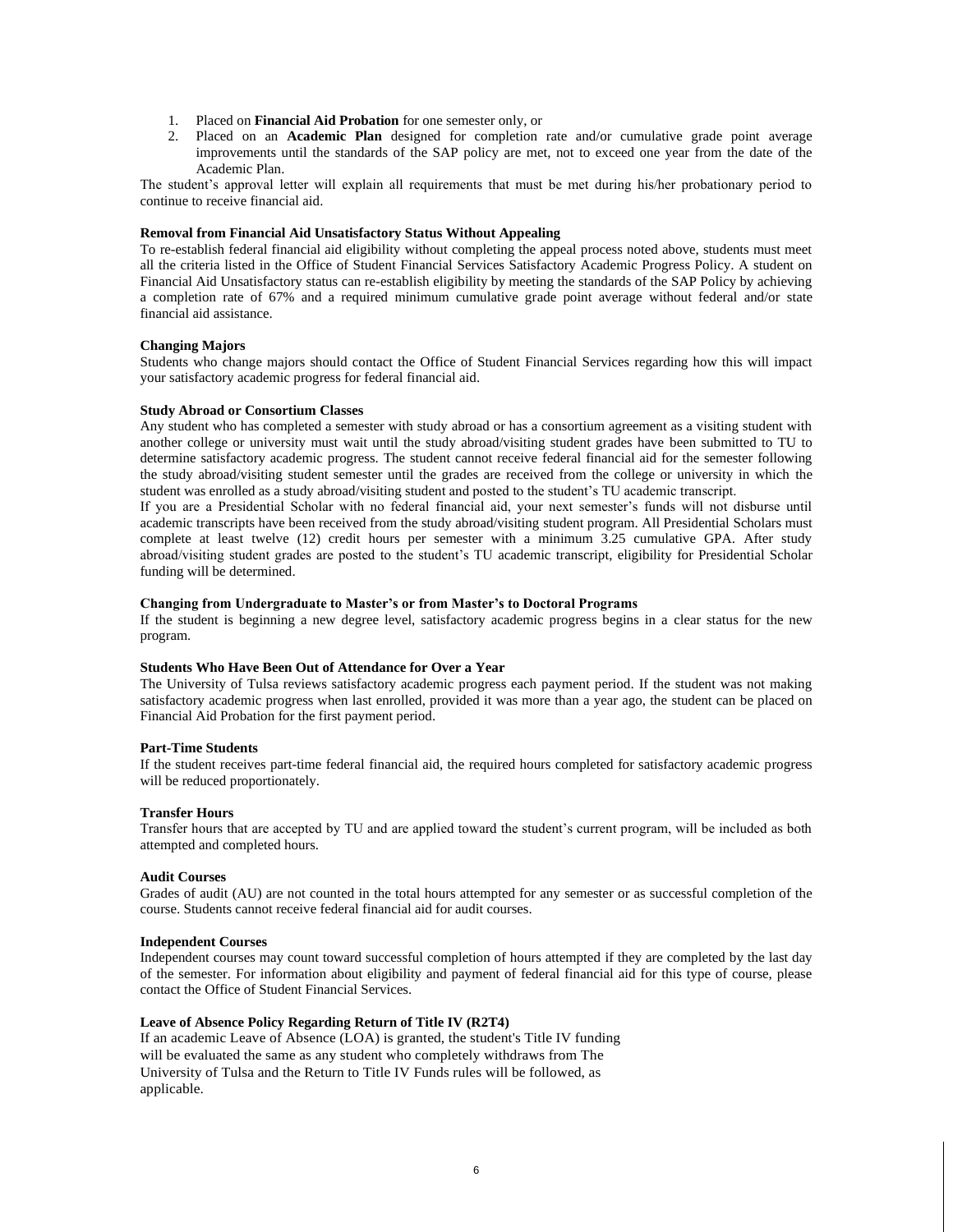1. Placed on **Financial Aid Probation** for one semester only, or
2. Placed on an **Academic Plan** designed for completion rate and/or cumulative grade point average improvements until the standards of the SAP policy are met, not to exceed one year from the date of the Academic Plan.

The student's approval letter will explain all requirements that must be met during his/her probationary period to continue to receive financial aid.

**Removal from Financial Aid Unsatisfactory Status Without Appealing**

To re-establish federal financial aid eligibility without completing the appeal process noted above, students must meet all the criteria listed in the Office of Student Financial Services Satisfactory Academic Progress Policy. A student on Financial Aid Unsatisfactory status can re-establish eligibility by meeting the standards of the SAP Policy by achieving a completion rate of 67% and a required minimum cumulative grade point average without federal and/or state financial aid assistance.

**Changing Majors**

Students who change majors should contact the Office of Student Financial Services regarding how this will impact your satisfactory academic progress for federal financial aid.

**Study Abroad or Consortium Classes**

Any student who has completed a semester with study abroad or has a consortium agreement as a visiting student with another college or university must wait until the study abroad/visiting student grades have been submitted to TU to determine satisfactory academic progress. The student cannot receive federal financial aid for the semester following the study abroad/visiting student semester until the grades are received from the college or university in which the student was enrolled as a study abroad/visiting student and posted to the student's TU academic transcript.

If you are a Presidential Scholar with no federal financial aid, your next semester's funds will not disburse until academic transcripts have been received from the study abroad/visiting student program. All Presidential Scholars must complete at least twelve (12) credit hours per semester with a minimum 3.25 cumulative GPA. After study abroad/visiting student grades are posted to the student's TU academic transcript, eligibility for Presidential Scholar funding will be determined.

**Changing from Undergraduate to Master's or from Master's to Doctoral Programs**

If the student is beginning a new degree level, satisfactory academic progress begins in a clear status for the new program.

**Students Who Have Been Out of Attendance for Over a Year**

The University of Tulsa reviews satisfactory academic progress each payment period. If the student was not making satisfactory academic progress when last enrolled, provided it was more than a year ago, the student can be placed on Financial Aid Probation for the first payment period.

**Part-Time Students**

If the student receives part-time federal financial aid, the required hours completed for satisfactory academic progress will be reduced proportionately.

**Transfer Hours**

Transfer hours that are accepted by TU and are applied toward the student's current program, will be included as both attempted and completed hours.

**Audit Courses**

Grades of audit (AU) are not counted in the total hours attempted for any semester or as successful completion of the course. Students cannot receive federal financial aid for audit courses.

**Independent Courses**

Independent courses may count toward successful completion of hours attempted if they are completed by the last day of the semester. For information about eligibility and payment of federal financial aid for this type of course, please contact the Office of Student Financial Services.

**Leave of Absence Policy Regarding Return of Title IV (R2T4)**

If an academic Leave of Absence (LOA) is granted, the student's Title IV funding will be evaluated the same as any student who completely withdraws from The University of Tulsa and the Return to Title IV Funds rules will be followed, as applicable.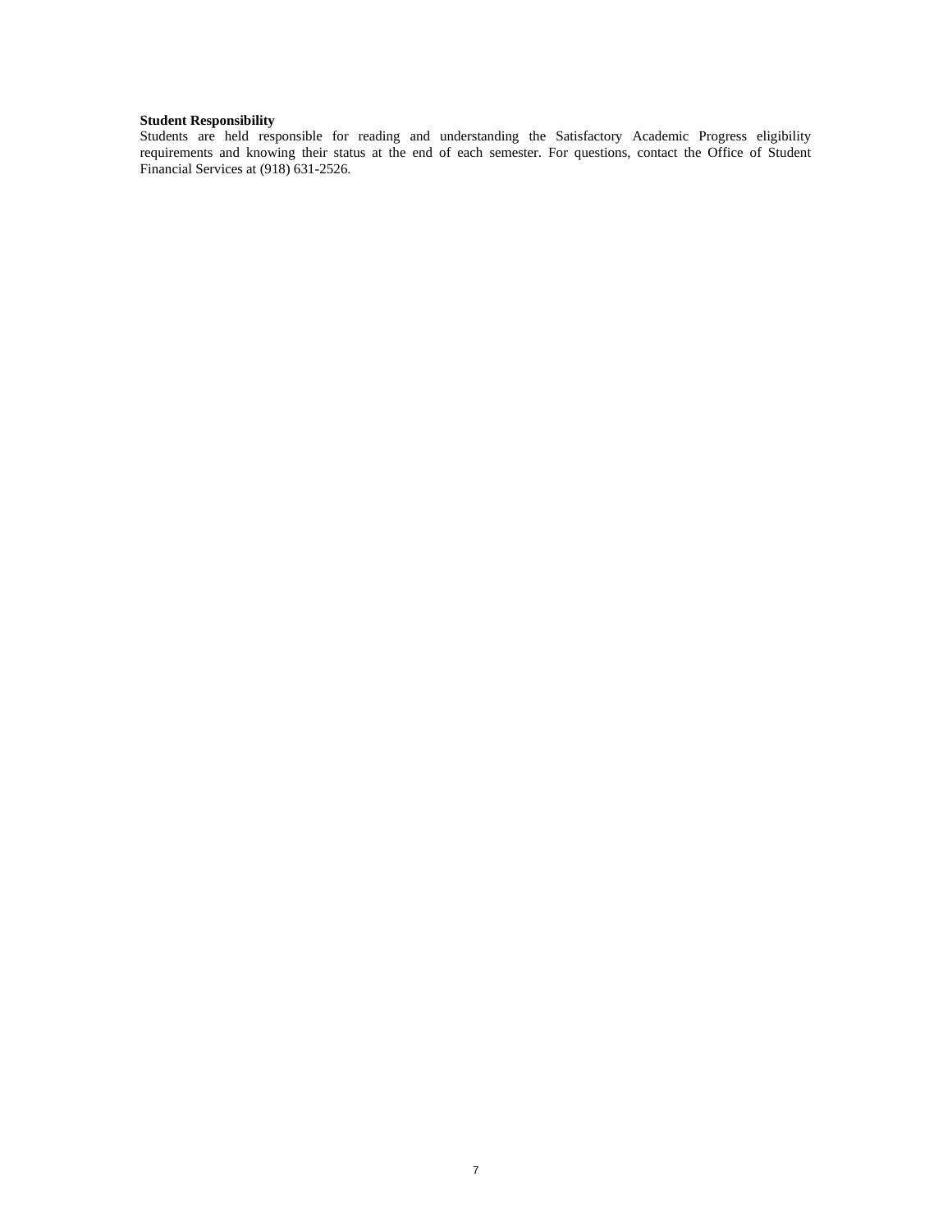**Student Responsibility**

Students are held responsible for reading and understanding the Satisfactory Academic Progress eligibility requirements and knowing their status at the end of each semester. For questions, contact the Office of Student Financial Services at (918) 631-2526.